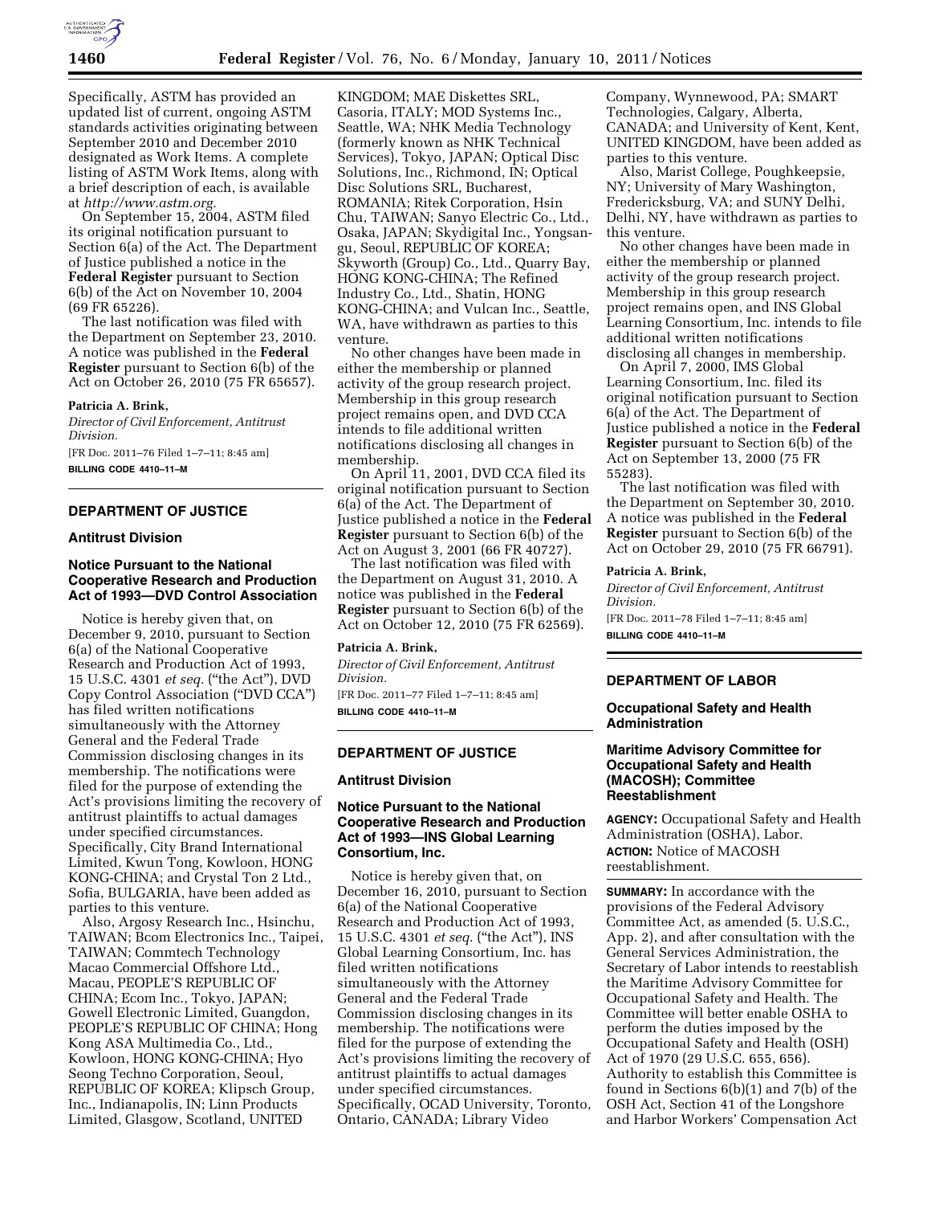Specifically, ASTM has provided an updated list of current, ongoing ASTM standards activities originating between September 2010 and December 2010 designated as Work Items. A complete listing of ASTM Work Items, along with a brief description of each, is available at *http://www.astm.org.*

On September 15, 2004, ASTM filed its original notification pursuant to Section 6(a) of the Act. The Department of Justice published a notice in the **Federal Register** pursuant to Section 6(b) of the Act on November 10, 2004 (69 FR 65226).

The last notification was filed with the Department on September 23, 2010. A notice was published in the **Federal Register** pursuant to Section 6(b) of the Act on October 26, 2010 (75 FR 65657).

**Patricia A. Brink,**

*Director of Civil Enforcement, Antitrust Division.*

[FR Doc. 2011–76 Filed 1–7–11; 8:45 am]

**BILLING CODE 4410–11–M**

## DEPARTMENT OF JUSTICE

### Antitrust Division

### Notice Pursuant to the National Cooperative Research and Production Act of 1993—DVD Control Association

Notice is hereby given that, on December 9, 2010, pursuant to Section 6(a) of the National Cooperative Research and Production Act of 1993, 15 U.S.C. 4301 *et seq.* ("the Act"), DVD Copy Control Association ("DVD CCA") has filed written notifications simultaneously with the Attorney General and the Federal Trade Commission disclosing changes in its membership. The notifications were filed for the purpose of extending the Act's provisions limiting the recovery of antitrust plaintiffs to actual damages under specified circumstances. Specifically, City Brand International Limited, Kwun Tong, Kowloon, HONG KONG-CHINA; and Crystal Ton 2 Ltd., Sofia, BULGARIA, have been added as parties to this venture.

Also, Argosy Research Inc., Hsinchu, TAIWAN; Bcom Electronics Inc., Taipei, TAIWAN; Commtech Technology Macao Commercial Offshore Ltd., Macau, PEOPLE'S REPUBLIC OF CHINA; Ecom Inc., Tokyo, JAPAN; Gowell Electronic Limited, Guangdon, PEOPLE'S REPUBLIC OF CHINA; Hong Kong ASA Multimedia Co., Ltd., Kowloon, HONG KONG-CHINA; Hyo Seong Techno Corporation, Seoul, REPUBLIC OF KOREA; Klipsch Group, Inc., Indianapolis, IN; Linn Products Limited, Glasgow, Scotland, UNITED KINGDOM; MAE Diskettes SRL, Casoria, ITALY; MOD Systems Inc., Seattle, WA; NHK Media Technology (formerly known as NHK Technical Services), Tokyo, JAPAN; Optical Disc Solutions, Inc., Richmond, IN; Optical Disc Solutions SRL, Bucharest, ROMANIA; Ritek Corporation, Hsin Chu, TAIWAN; Sanyo Electric Co., Ltd., Osaka, JAPAN; Skydigital Inc., Yongsan-gu, Seoul, REPUBLIC OF KOREA; Skyworth (Group) Co., Ltd., Quarry Bay, HONG KONG-CHINA; The Refined Industry Co., Ltd., Shatin, HONG KONG-CHINA; and Vulcan Inc., Seattle, WA, have withdrawn as parties to this venture.

No other changes have been made in either the membership or planned activity of the group research project. Membership in this group research project remains open, and DVD CCA intends to file additional written notifications disclosing all changes in membership.

On April 11, 2001, DVD CCA filed its original notification pursuant to Section 6(a) of the Act. The Department of Justice published a notice in the **Federal Register** pursuant to Section 6(b) of the Act on August 3, 2001 (66 FR 40727).

The last notification was filed with the Department on August 31, 2010. A notice was published in the **Federal Register** pursuant to Section 6(b) of the Act on October 12, 2010 (75 FR 62569).

**Patricia A. Brink,**

*Director of Civil Enforcement, Antitrust Division.*

[FR Doc. 2011–77 Filed 1–7–11; 8:45 am]

**BILLING CODE 4410–11–M**

## DEPARTMENT OF JUSTICE

### Antitrust Division

### Notice Pursuant to the National Cooperative Research and Production Act of 1993—INS Global Learning Consortium, Inc.

Notice is hereby given that, on December 16, 2010, pursuant to Section 6(a) of the National Cooperative Research and Production Act of 1993, 15 U.S.C. 4301 *et seq.* ("the Act"), INS Global Learning Consortium, Inc. has filed written notifications simultaneously with the Attorney General and the Federal Trade Commission disclosing changes in its membership. The notifications were filed for the purpose of extending the Act's provisions limiting the recovery of antitrust plaintiffs to actual damages under specified circumstances. Specifically, OCAD University, Toronto, Ontario, CANADA; Library Video Company, Wynnewood, PA; SMART Technologies, Calgary, Alberta, CANADA; and University of Kent, Kent, UNITED KINGDOM, have been added as parties to this venture.

Also, Marist College, Poughkeepsie, NY; University of Mary Washington, Fredericksburg, VA; and SUNY Delhi, Delhi, NY, have withdrawn as parties to this venture.

No other changes have been made in either the membership or planned activity of the group research project. Membership in this group research project remains open, and INS Global Learning Consortium, Inc. intends to file additional written notifications disclosing all changes in membership.

On April 7, 2000, IMS Global Learning Consortium, Inc. filed its original notification pursuant to Section 6(a) of the Act. The Department of Justice published a notice in the **Federal Register** pursuant to Section 6(b) of the Act on September 13, 2000 (75 FR 55283).

The last notification was filed with the Department on September 30, 2010. A notice was published in the **Federal Register** pursuant to Section 6(b) of the Act on October 29, 2010 (75 FR 66791).

**Patricia A. Brink,**

*Director of Civil Enforcement, Antitrust Division.*

[FR Doc. 2011–78 Filed 1–7–11; 8:45 am]

**BILLING CODE 4410–11–M**

## DEPARTMENT OF LABOR

### Occupational Safety and Health Administration

### Maritime Advisory Committee for Occupational Safety and Health (MACOSH); Committee Reestablishment

**AGENCY:** Occupational Safety and Health Administration (OSHA), Labor.

**ACTION:** Notice of MACOSH reestablishment.

**SUMMARY:** In accordance with the provisions of the Federal Advisory Committee Act, as amended (5. U.S.C., App. 2), and after consultation with the General Services Administration, the Secretary of Labor intends to reestablish the Maritime Advisory Committee for Occupational Safety and Health. The Committee will better enable OSHA to perform the duties imposed by the Occupational Safety and Health (OSH) Act of 1970 (29 U.S.C. 655, 656). Authority to establish this Committee is found in Sections 6(b)(1) and 7(b) of the OSH Act, Section 41 of the Longshore and Harbor Workers' Compensation Act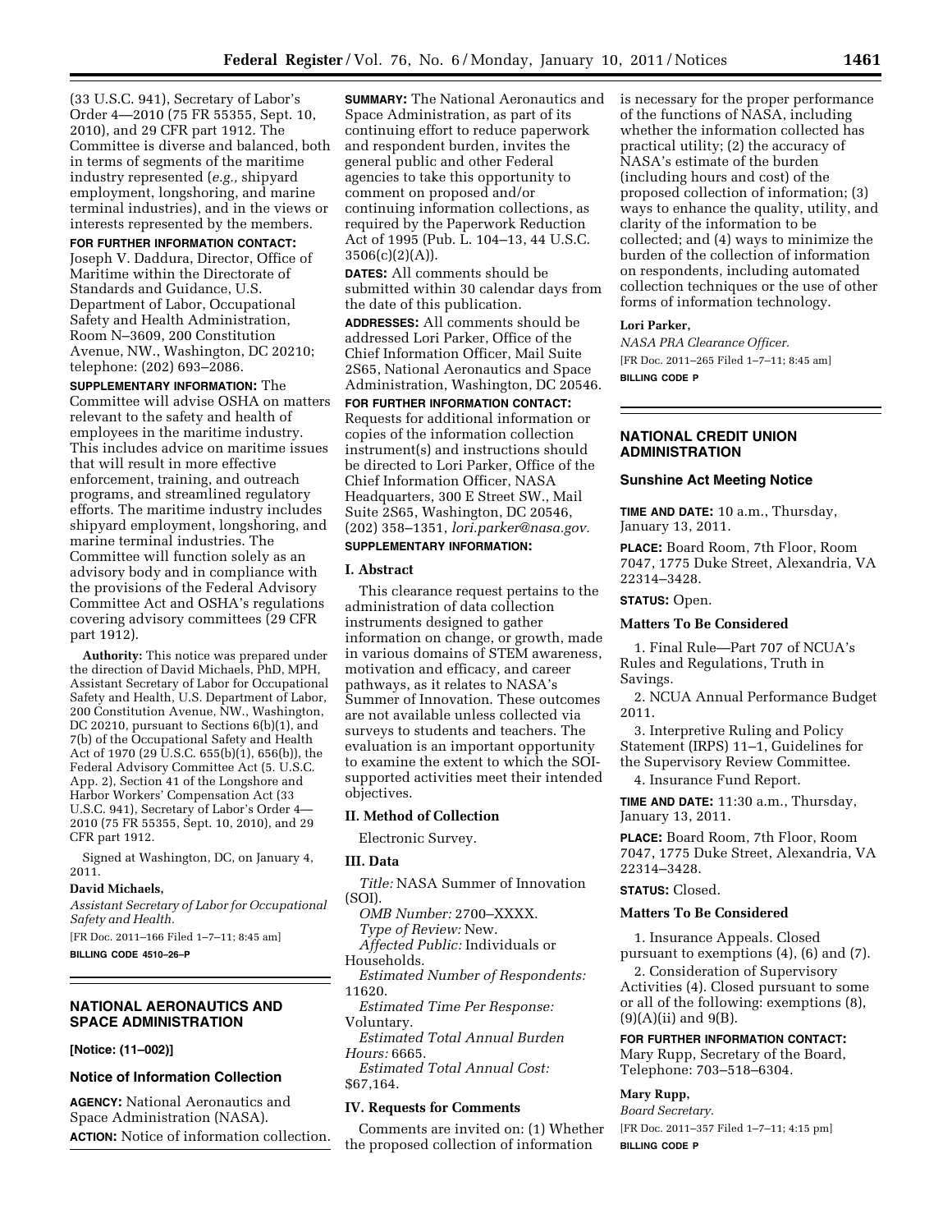(33 U.S.C. 941), Secretary of Labor's Order 4—2010 (75 FR 55355, Sept. 10, 2010), and 29 CFR part 1912. The Committee is diverse and balanced, both in terms of segments of the maritime industry represented (*e.g.,* shipyard employment, longshoring, and marine terminal industries), and in the views or interests represented by the members.

**FOR FURTHER INFORMATION CONTACT:** Joseph V. Daddura, Director, Office of Maritime within the Directorate of Standards and Guidance, U.S. Department of Labor, Occupational Safety and Health Administration, Room N–3609, 200 Constitution Avenue, NW., Washington, DC 20210; telephone: (202) 693–2086.

**SUPPLEMENTARY INFORMATION:** The Committee will advise OSHA on matters relevant to the safety and health of employees in the maritime industry. This includes advice on maritime issues that will result in more effective enforcement, training, and outreach programs, and streamlined regulatory efforts. The maritime industry includes shipyard employment, longshoring, and marine terminal industries. The Committee will function solely as an advisory body and in compliance with the provisions of the Federal Advisory Committee Act and OSHA's regulations covering advisory committees (29 CFR part 1912).

**Authority:** This notice was prepared under the direction of David Michaels, PhD, MPH, Assistant Secretary of Labor for Occupational Safety and Health, U.S. Department of Labor, 200 Constitution Avenue, NW., Washington, DC 20210, pursuant to Sections 6(b)(1), and 7(b) of the Occupational Safety and Health Act of 1970 (29 U.S.C. 655(b)(1), 656(b)), the Federal Advisory Committee Act (5. U.S.C. App. 2), Section 41 of the Longshore and Harbor Workers' Compensation Act (33 U.S.C. 941), Secretary of Labor's Order 4—2010 (75 FR 55355, Sept. 10, 2010), and 29 CFR part 1912.

Signed at Washington, DC, on January 4, 2011.

**David Michaels,**

*Assistant Secretary of Labor for Occupational Safety and Health.*

[FR Doc. 2011–166 Filed 1–7–11; 8:45 am]

**BILLING CODE 4510–26–P**

## NATIONAL AERONAUTICS AND SPACE ADMINISTRATION

**[Notice: (11–002)]**

### Notice of Information Collection

**AGENCY:** National Aeronautics and Space Administration (NASA).

**ACTION:** Notice of information collection.

**SUMMARY:** The National Aeronautics and Space Administration, as part of its continuing effort to reduce paperwork and respondent burden, invites the general public and other Federal agencies to take this opportunity to comment on proposed and/or continuing information collections, as required by the Paperwork Reduction Act of 1995 (Pub. L. 104–13, 44 U.S.C. 3506(c)(2)(A)).

**DATES:** All comments should be submitted within 30 calendar days from the date of this publication.

**ADDRESSES:** All comments should be addressed Lori Parker, Office of the Chief Information Officer, Mail Suite 2S65, National Aeronautics and Space Administration, Washington, DC 20546.

**FOR FURTHER INFORMATION CONTACT:** Requests for additional information or copies of the information collection instrument(s) and instructions should be directed to Lori Parker, Office of the Chief Information Officer, NASA Headquarters, 300 E Street SW., Mail Suite 2S65, Washington, DC 20546, (202) 358–1351, *lori.parker@nasa.gov.*

**SUPPLEMENTARY INFORMATION:**

**I. Abstract**

This clearance request pertains to the administration of data collection instruments designed to gather information on change, or growth, made in various domains of STEM awareness, motivation and efficacy, and career pathways, as it relates to NASA's Summer of Innovation. These outcomes are not available unless collected via surveys to students and teachers. The evaluation is an important opportunity to examine the extent to which the SOI-supported activities meet their intended objectives.

**II. Method of Collection**

Electronic Survey.

**III. Data**

*Title:* NASA Summer of Innovation (SOI).

*OMB Number:* 2700–XXXX.

*Type of Review:* New.

*Affected Public:* Individuals or Households.

*Estimated Number of Respondents:* 11620.

*Estimated Time Per Response:* Voluntary.

*Estimated Total Annual Burden Hours:* 6665.

*Estimated Total Annual Cost:* $67,164.

**IV. Requests for Comments**

Comments are invited on: (1) Whether the proposed collection of information is necessary for the proper performance of the functions of NASA, including whether the information collected has practical utility; (2) the accuracy of NASA's estimate of the burden (including hours and cost) of the proposed collection of information; (3) ways to enhance the quality, utility, and clarity of the information to be collected; and (4) ways to minimize the burden of the collection of information on respondents, including automated collection techniques or the use of other forms of information technology.

**Lori Parker,**

*NASA PRA Clearance Officer.*

[FR Doc. 2011–265 Filed 1–7–11; 8:45 am]

**BILLING CODE P**

## NATIONAL CREDIT UNION ADMINISTRATION

### Sunshine Act Meeting Notice

**TIME AND DATE:** 10 a.m., Thursday, January 13, 2011.

**PLACE:** Board Room, 7th Floor, Room 7047, 1775 Duke Street, Alexandria, VA 22314–3428.

**STATUS:** Open.

**Matters To Be Considered**

1. Final Rule—Part 707 of NCUA's Rules and Regulations, Truth in Savings.

2. NCUA Annual Performance Budget 2011.

3. Interpretive Ruling and Policy Statement (IRPS) 11–1, Guidelines for the Supervisory Review Committee.

4. Insurance Fund Report.

**TIME AND DATE:** 11:30 a.m., Thursday, January 13, 2011.

**PLACE:** Board Room, 7th Floor, Room 7047, 1775 Duke Street, Alexandria, VA 22314–3428.

**STATUS:** Closed.

**Matters To Be Considered**

1. Insurance Appeals. Closed pursuant to exemptions (4), (6) and (7).

2. Consideration of Supervisory Activities (4). Closed pursuant to some or all of the following: exemptions (8), (9)(A)(ii) and 9(B).

**FOR FURTHER INFORMATION CONTACT:** Mary Rupp, Secretary of the Board, Telephone: 703–518–6304.

**Mary Rupp,**

*Board Secretary.*

[FR Doc. 2011–357 Filed 1–7–11; 4:15 pm]

**BILLING CODE P**